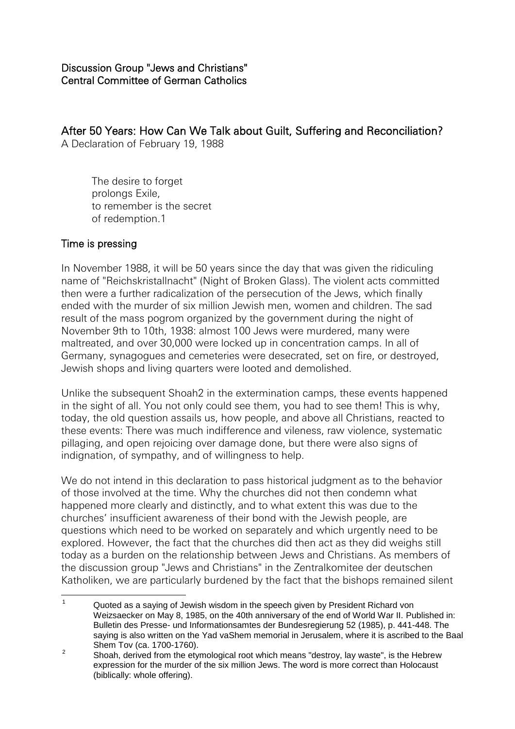Discussion Group "Jews and Christians"
Central Committee of German Catholics

# After 50 Years: How Can We Talk about Guilt, Suffering and Reconciliation?

A Declaration of February 19, 1988

> The desire to forget
> prolongs Exile,
> to remember is the secret
> of redemption.[1]

## Time is pressing

In November 1988, it will be 50 years since the day that was given the ridiculing name of "Reichskristallnacht" (Night of Broken Glass). The violent acts committed then were a further radicalization of the persecution of the Jews, which finally ended with the murder of six million Jewish men, women and children. The sad result of the mass pogrom organized by the government during the night of November 9th to 10th, 1938: almost 100 Jews were murdered, many were maltreated, and over 30,000 were locked up in concentration camps. In all of Germany, synagogues and cemeteries were desecrated, set on fire, or destroyed, Jewish shops and living quarters were looted and demolished.

Unlike the subsequent Shoah[2] in the extermination camps, these events happened in the sight of all. You not only could see them, you had to see them! This is why, today, the old question assails us, how people, and above all Christians, reacted to these events: There was much indifference and vileness, raw violence, systematic pillaging, and open rejoicing over damage done, but there were also signs of indignation, of sympathy, and of willingness to help.

We do not intend in this declaration to pass historical judgment as to the behavior of those involved at the time. Why the churches did not then condemn what happened more clearly and distinctly, and to what extent this was due to the churches' insufficient awareness of their bond with the Jewish people, are questions which need to be worked on separately and which urgently need to be explored. However, the fact that the churches did then act as they did weighs still today as a burden on the relationship between Jews and Christians. As members of the discussion group "Jews and Christians" in the Zentralkomitee der deutschen Katholiken, we are particularly burdened by the fact that the bishops remained silent

---

[1] Quoted as a saying of Jewish wisdom in the speech given by President Richard von Weizsaecker on May 8, 1985, on the 40th anniversary of the end of World War II. Published in: Bulletin des Presse- und Informationsamtes der Bundesregierung 52 (1985), p. 441-448. The saying is also written on the Yad vaShem memorial in Jerusalem, where it is ascribed to the Baal Shem Tov (ca. 1700-1760).

[2] Shoah, derived from the etymological root which means "destroy, lay waste", is the Hebrew expression for the murder of the six million Jews. The word is more correct than Holocaust (biblically: whole offering).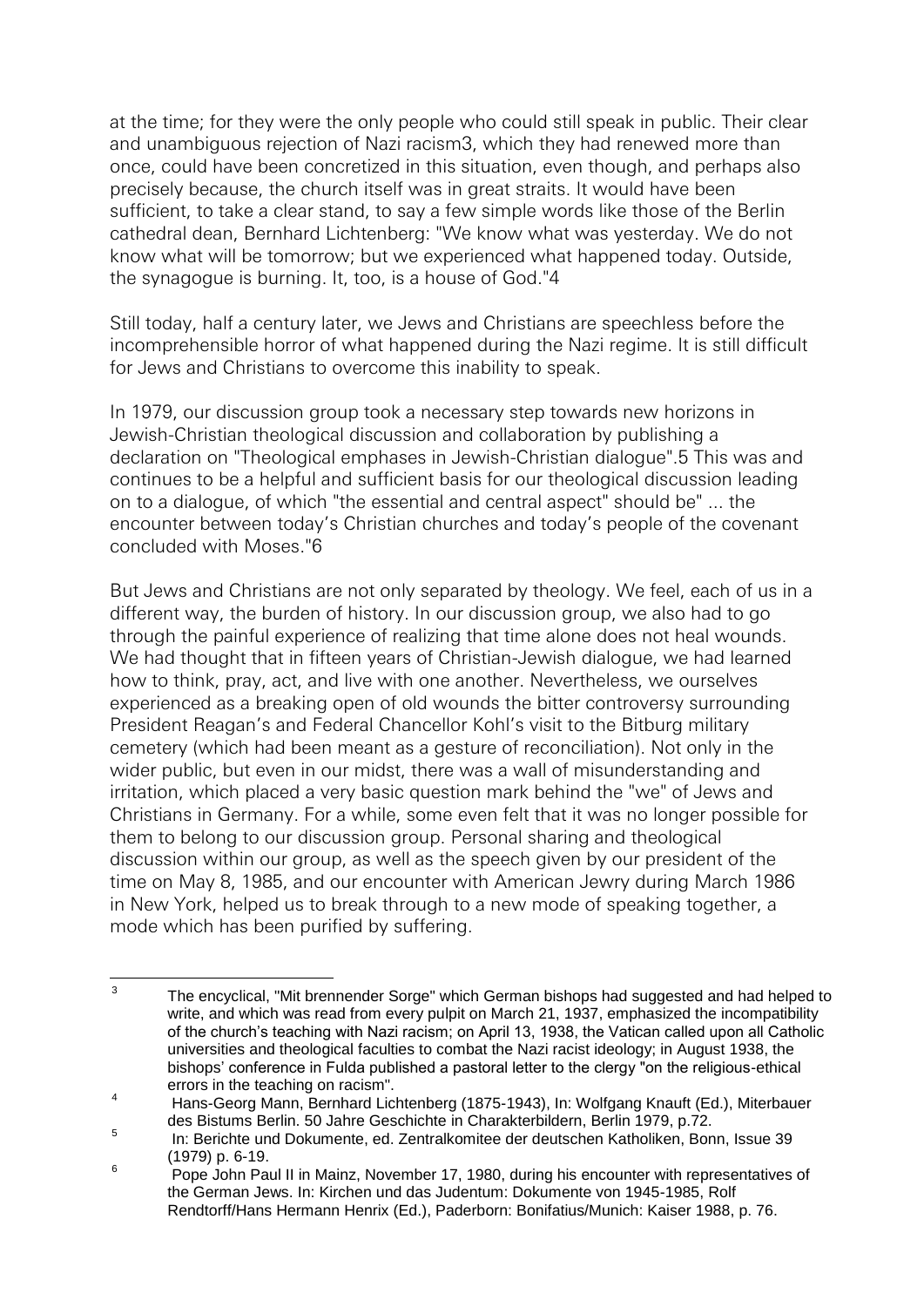at the time; for they were the only people who could still speak in public. Their clear and unambiguous rejection of Nazi racism[3], which they had renewed more than once, could have been concretized in this situation, even though, and perhaps also precisely because, the church itself was in great straits. It would have been sufficient, to take a clear stand, to say a few simple words like those of the Berlin cathedral dean, Bernhard Lichtenberg: "We know what was yesterday. We do not know what will be tomorrow; but we experienced what happened today. Outside, the synagogue is burning. It, too, is a house of God."[4]

Still today, half a century later, we Jews and Christians are speechless before the incomprehensible horror of what happened during the Nazi regime. It is still difficult for Jews and Christians to overcome this inability to speak.

In 1979, our discussion group took a necessary step towards new horizons in Jewish-Christian theological discussion and collaboration by publishing a declaration on "Theological emphases in Jewish-Christian dialogue".[5] This was and continues to be a helpful and sufficient basis for our theological discussion leading on to a dialogue, of which "the essential and central aspect" should be" ... the encounter between today's Christian churches and today's people of the covenant concluded with Moses."[6]

But Jews and Christians are not only separated by theology. We feel, each of us in a different way, the burden of history. In our discussion group, we also had to go through the painful experience of realizing that time alone does not heal wounds. We had thought that in fifteen years of Christian-Jewish dialogue, we had learned how to think, pray, act, and live with one another. Nevertheless, we ourselves experienced as a breaking open of old wounds the bitter controversy surrounding President Reagan's and Federal Chancellor Kohl's visit to the Bitburg military cemetery (which had been meant as a gesture of reconciliation). Not only in the wider public, but even in our midst, there was a wall of misunderstanding and irritation, which placed a very basic question mark behind the "we" of Jews and Christians in Germany. For a while, some even felt that it was no longer possible for them to belong to our discussion group. Personal sharing and theological discussion within our group, as well as the speech given by our president of the time on May 8, 1985, and our encounter with American Jewry during March 1986 in New York, helped us to break through to a new mode of speaking together, a mode which has been purified by suffering.

---

[3] The encyclical, "Mit brennender Sorge" which German bishops had suggested and had helped to write, and which was read from every pulpit on March 21, 1937, emphasized the incompatibility of the church's teaching with Nazi racism; on April 13, 1938, the Vatican called upon all Catholic universities and theological faculties to combat the Nazi racist ideology; in August 1938, the bishops' conference in Fulda published a pastoral letter to the clergy "on the religious-ethical errors in the teaching on racism".

[4] Hans-Georg Mann, Bernhard Lichtenberg (1875-1943), In: Wolfgang Knauft (Ed.), Miterbauer des Bistums Berlin. 50 Jahre Geschichte in Charakterbildern, Berlin 1979, p.72.

[5] In: Berichte und Dokumente, ed. Zentralkomitee der deutschen Katholiken, Bonn, Issue 39 (1979) p. 6-19.

[6] Pope John Paul II in Mainz, November 17, 1980, during his encounter with representatives of the German Jews. In: Kirchen und das Judentum: Dokumente von 1945-1985, Rolf Rendtorff/Hans Hermann Henrix (Ed.), Paderborn: Bonifatius/Munich: Kaiser 1988, p. 76.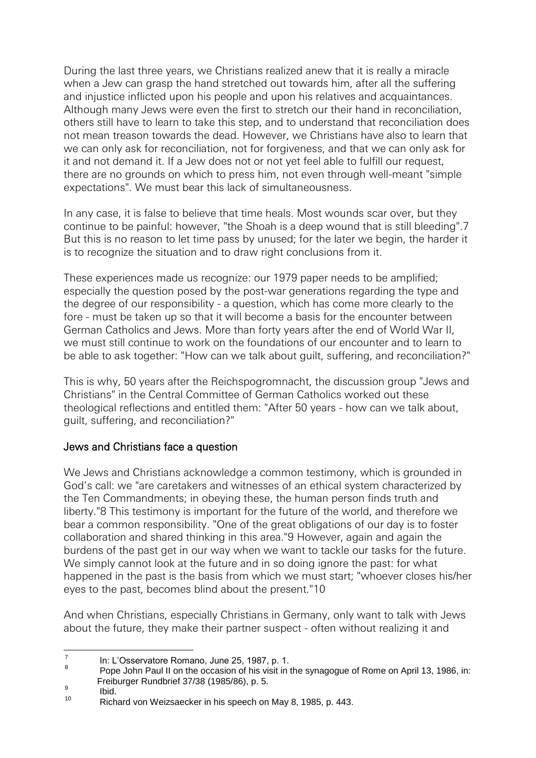During the last three years, we Christians realized anew that it is really a miracle when a Jew can grasp the hand stretched out towards him, after all the suffering and injustice inflicted upon his people and upon his relatives and acquaintances. Although many Jews were even the first to stretch our their hand in reconciliation, others still have to learn to take this step, and to understand that reconciliation does not mean treason towards the dead. However, we Christians have also to learn that we can only ask for reconciliation, not for forgiveness, and that we can only ask for it and not demand it. If a Jew does not or not yet feel able to fulfill our request, there are no grounds on which to press him, not even through well-meant "simple expectations". We must bear this lack of simultaneousness.

In any case, it is false to believe that time heals. Most wounds scar over, but they continue to be painful: however, "the Shoah is a deep wound that is still bleeding".[7] But this is no reason to let time pass by unused; for the later we begin, the harder it is to recognize the situation and to draw right conclusions from it.

These experiences made us recognize: our 1979 paper needs to be amplified; especially the question posed by the post-war generations regarding the type and the degree of our responsibility - a question, which has come more clearly to the fore - must be taken up so that it will become a basis for the encounter between German Catholics and Jews. More than forty years after the end of World War II, we must still continue to work on the foundations of our encounter and to learn to be able to ask together: "How can we talk about guilt, suffering, and reconciliation?"

This is why, 50 years after the Reichspogromnacht, the discussion group "Jews and Christians" in the Central Committee of German Catholics worked out these theological reflections and entitled them: "After 50 years - how can we talk about, guilt, suffering, and reconciliation?"

## Jews and Christians face a question

We Jews and Christians acknowledge a common testimony, which is grounded in God's call: we "are caretakers and witnesses of an ethical system characterized by the Ten Commandments; in obeying these, the human person finds truth and liberty."[8] This testimony is important for the future of the world, and therefore we bear a common responsibility. "One of the great obligations of our day is to foster collaboration and shared thinking in this area."[9] However, again and again the burdens of the past get in our way when we want to tackle our tasks for the future. We simply cannot look at the future and in so doing ignore the past: for what happened in the past is the basis from which we must start; "whoever closes his/her eyes to the past, becomes blind about the present."[10]

And when Christians, especially Christians in Germany, only want to talk with Jews about the future, they make their partner suspect - often without realizing it and

---

[7] In: L'Osservatore Romano, June 25, 1987, p. 1.

[8] Pope John Paul II on the occasion of his visit in the synagogue of Rome on April 13, 1986, in: Freiburger Rundbrief 37/38 (1985/86), p. 5.

[9] Ibid.

[10] Richard von Weizsaecker in his speech on May 8, 1985, p. 443.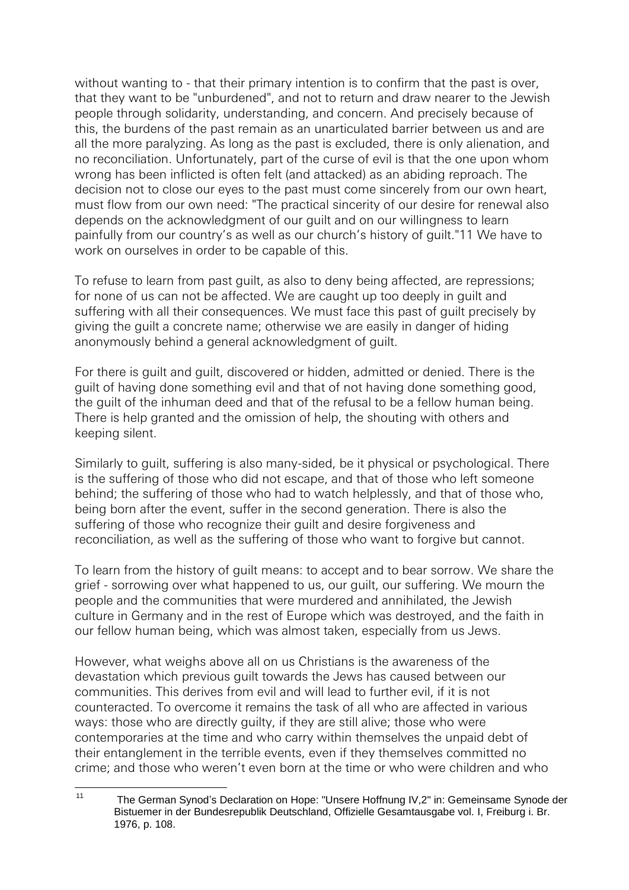without wanting to - that their primary intention is to confirm that the past is over, that they want to be "unburdened", and not to return and draw nearer to the Jewish people through solidarity, understanding, and concern. And precisely because of this, the burdens of the past remain as an unarticulated barrier between us and are all the more paralyzing. As long as the past is excluded, there is only alienation, and no reconciliation. Unfortunately, part of the curse of evil is that the one upon whom wrong has been inflicted is often felt (and attacked) as an abiding reproach. The decision not to close our eyes to the past must come sincerely from our own heart, must flow from our own need: "The practical sincerity of our desire for renewal also depends on the acknowledgment of our guilt and on our willingness to learn painfully from our country's as well as our church's history of guilt."[11] We have to work on ourselves in order to be capable of this.

To refuse to learn from past guilt, as also to deny being affected, are repressions; for none of us can not be affected. We are caught up too deeply in guilt and suffering with all their consequences. We must face this past of guilt precisely by giving the guilt a concrete name; otherwise we are easily in danger of hiding anonymously behind a general acknowledgment of guilt.

For there is guilt and guilt, discovered or hidden, admitted or denied. There is the guilt of having done something evil and that of not having done something good, the guilt of the inhuman deed and that of the refusal to be a fellow human being. There is help granted and the omission of help, the shouting with others and keeping silent.

Similarly to guilt, suffering is also many-sided, be it physical or psychological. There is the suffering of those who did not escape, and that of those who left someone behind; the suffering of those who had to watch helplessly, and that of those who, being born after the event, suffer in the second generation. There is also the suffering of those who recognize their guilt and desire forgiveness and reconciliation, as well as the suffering of those who want to forgive but cannot.

To learn from the history of guilt means: to accept and to bear sorrow. We share the grief - sorrowing over what happened to us, our guilt, our suffering. We mourn the people and the communities that were murdered and annihilated, the Jewish culture in Germany and in the rest of Europe which was destroyed, and the faith in our fellow human being, which was almost taken, especially from us Jews.

However, what weighs above all on us Christians is the awareness of the devastation which previous guilt towards the Jews has caused between our communities. This derives from evil and will lead to further evil, if it is not counteracted. To overcome it remains the task of all who are affected in various ways: those who are directly guilty, if they are still alive; those who were contemporaries at the time and who carry within themselves the unpaid debt of their entanglement in the terrible events, even if they themselves committed no crime; and those who weren't even born at the time or who were children and who

---

[11] The German Synod's Declaration on Hope: "Unsere Hoffnung IV,2" in: Gemeinsame Synode der Bistuemer in der Bundesrepublik Deutschland, Offizielle Gesamtausgabe vol. I, Freiburg i. Br. 1976, p. 108.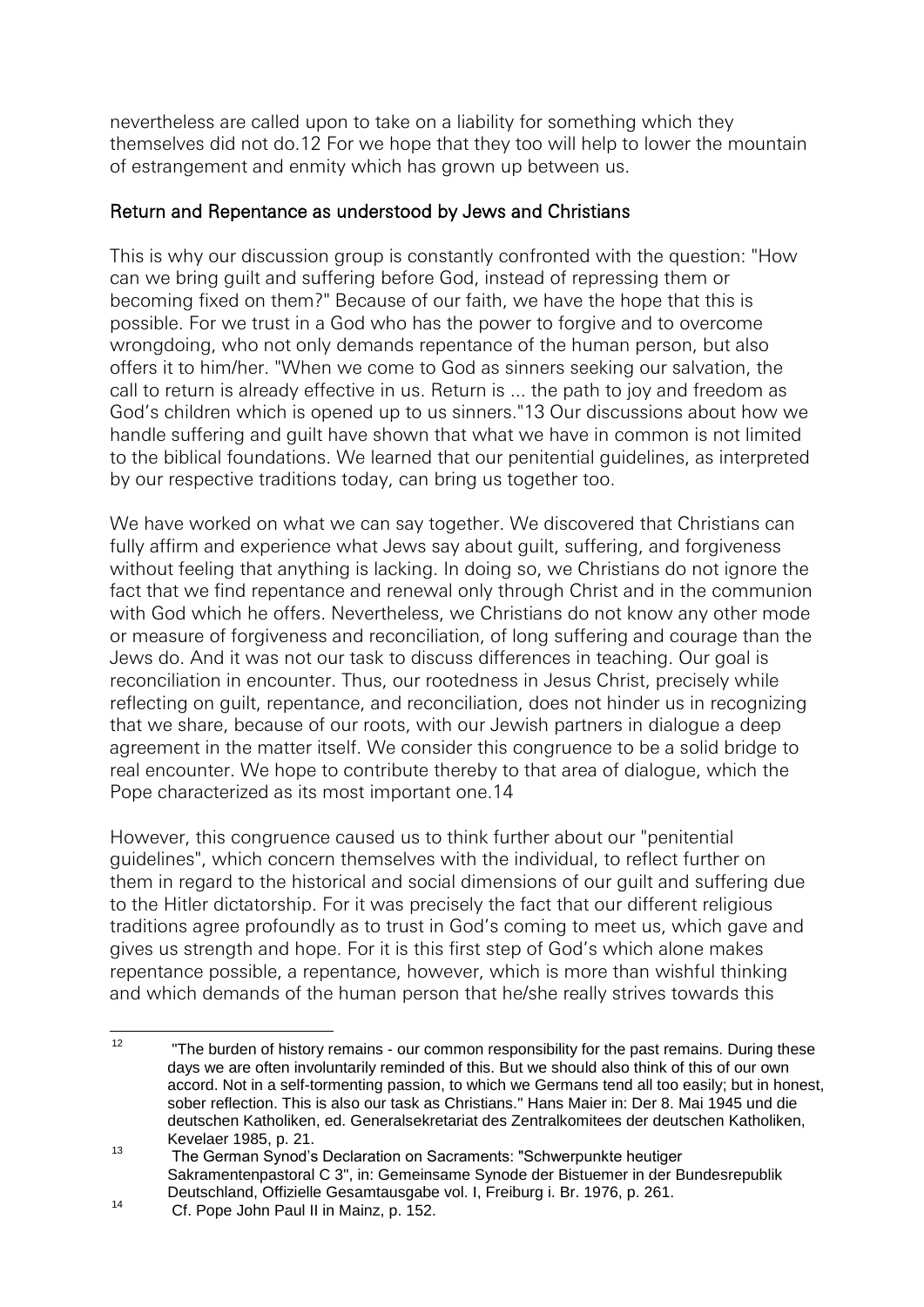nevertheless are called upon to take on a liability for something which they themselves did not do.[12] For we hope that they too will help to lower the mountain of estrangement and enmity which has grown up between us.

## Return and Repentance as understood by Jews and Christians

This is why our discussion group is constantly confronted with the question: "How can we bring guilt and suffering before God, instead of repressing them or becoming fixed on them?" Because of our faith, we have the hope that this is possible. For we trust in a God who has the power to forgive and to overcome wrongdoing, who not only demands repentance of the human person, but also offers it to him/her. "When we come to God as sinners seeking our salvation, the call to return is already effective in us. Return is ... the path to joy and freedom as God's children which is opened up to us sinners."[13] Our discussions about how we handle suffering and guilt have shown that what we have in common is not limited to the biblical foundations. We learned that our penitential guidelines, as interpreted by our respective traditions today, can bring us together too.

We have worked on what we can say together. We discovered that Christians can fully affirm and experience what Jews say about guilt, suffering, and forgiveness without feeling that anything is lacking. In doing so, we Christians do not ignore the fact that we find repentance and renewal only through Christ and in the communion with God which he offers. Nevertheless, we Christians do not know any other mode or measure of forgiveness and reconciliation, of long suffering and courage than the Jews do. And it was not our task to discuss differences in teaching. Our goal is reconciliation in encounter. Thus, our rootedness in Jesus Christ, precisely while reflecting on guilt, repentance, and reconciliation, does not hinder us in recognizing that we share, because of our roots, with our Jewish partners in dialogue a deep agreement in the matter itself. We consider this congruence to be a solid bridge to real encounter. We hope to contribute thereby to that area of dialogue, which the Pope characterized as its most important one.[14]

However, this congruence caused us to think further about our "penitential guidelines", which concern themselves with the individual, to reflect further on them in regard to the historical and social dimensions of our guilt and suffering due to the Hitler dictatorship. For it was precisely the fact that our different religious traditions agree profoundly as to trust in God's coming to meet us, which gave and gives us strength and hope. For it is this first step of God's which alone makes repentance possible, a repentance, however, which is more than wishful thinking and which demands of the human person that he/she really strives towards this

---

[12] "The burden of history remains - our common responsibility for the past remains. During these days we are often involuntarily reminded of this. But we should also think of this of our own accord. Not in a self-tormenting passion, to which we Germans tend all too easily; but in honest, sober reflection. This is also our task as Christians." Hans Maier in: Der 8. Mai 1945 und die deutschen Katholiken, ed. Generalsekretariat des Zentralkomitees der deutschen Katholiken, Kevelaer 1985, p. 21.

[13] The German Synod's Declaration on Sacraments: "Schwerpunkte heutiger Sakramentenpastoral C 3", in: Gemeinsame Synode der Bistuemer in der Bundesrepublik Deutschland, Offizielle Gesamtausgabe vol. I, Freiburg i. Br. 1976, p. 261.

[14] Cf. Pope John Paul II in Mainz, p. 152.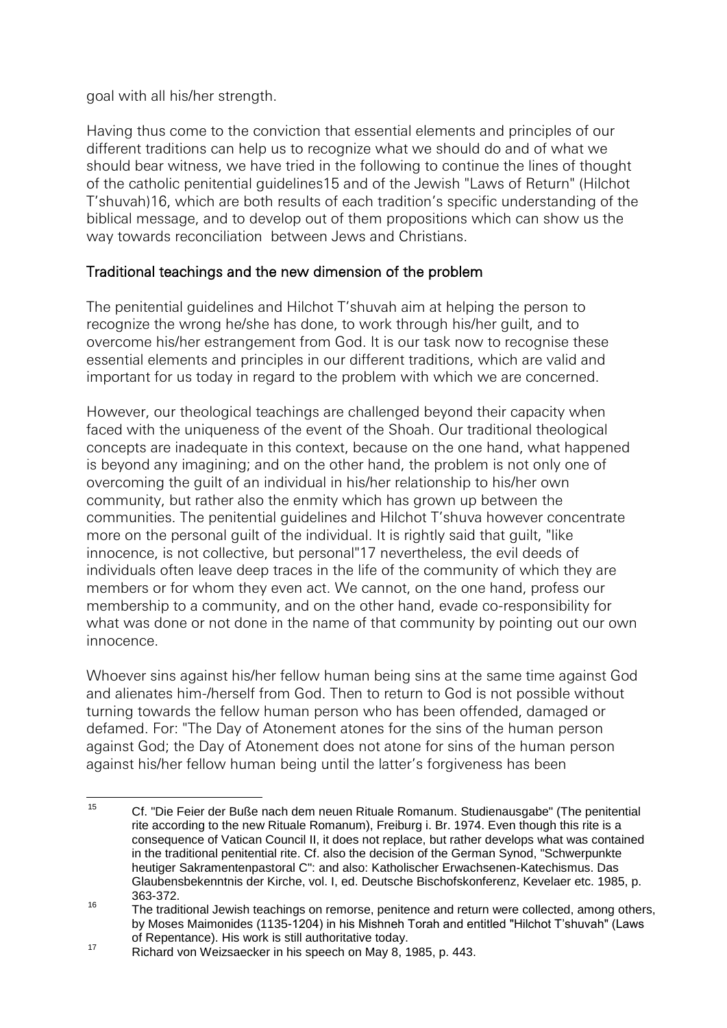goal with all his/her strength.

Having thus come to the conviction that essential elements and principles of our different traditions can help us to recognize what we should do and of what we should bear witness, we have tried in the following to continue the lines of thought of the catholic penitential guidelines[15] and of the Jewish "Laws of Return" (Hilchot T'shuvah)[16], which are both results of each tradition's specific understanding of the biblical message, and to develop out of them propositions which can show us the way towards reconciliation between Jews and Christians.

## Traditional teachings and the new dimension of the problem

The penitential guidelines and Hilchot T'shuvah aim at helping the person to recognize the wrong he/she has done, to work through his/her guilt, and to overcome his/her estrangement from God. It is our task now to recognise these essential elements and principles in our different traditions, which are valid and important for us today in regard to the problem with which we are concerned.

However, our theological teachings are challenged beyond their capacity when faced with the uniqueness of the event of the Shoah. Our traditional theological concepts are inadequate in this context, because on the one hand, what happened is beyond any imagining; and on the other hand, the problem is not only one of overcoming the guilt of an individual in his/her relationship to his/her own community, but rather also the enmity which has grown up between the communities. The penitential guidelines and Hilchot T'shuva however concentrate more on the personal guilt of the individual. It is rightly said that guilt, "like innocence, is not collective, but personal"[17] nevertheless, the evil deeds of individuals often leave deep traces in the life of the community of which they are members or for whom they even act. We cannot, on the one hand, profess our membership to a community, and on the other hand, evade co-responsibility for what was done or not done in the name of that community by pointing out our own innocence.

Whoever sins against his/her fellow human being sins at the same time against God and alienates him-/herself from God. Then to return to God is not possible without turning towards the fellow human person who has been offended, damaged or defamed. For: "The Day of Atonement atones for the sins of the human person against God; the Day of Atonement does not atone for sins of the human person against his/her fellow human being until the latter's forgiveness has been

---

[15] Cf. "Die Feier der Buße nach dem neuen Rituale Romanum. Studienausgabe" (The penitential rite according to the new Rituale Romanum), Freiburg i. Br. 1974. Even though this rite is a consequence of Vatican Council II, it does not replace, but rather develops what was contained in the traditional penitential rite. Cf. also the decision of the German Synod, "Schwerpunkte heutiger Sakramentenpastoral C": and also: Katholischer Erwachsenen-Katechismus. Das Glaubensbekenntnis der Kirche, vol. I, ed. Deutsche Bischofskonferenz, Kevelaer etc. 1985, p. 363-372.

[16] The traditional Jewish teachings on remorse, penitence and return were collected, among others, by Moses Maimonides (1135-1204) in his Mishneh Torah and entitled "Hilchot T'shuvah" (Laws of Repentance). His work is still authoritative today.

[17] Richard von Weizsaecker in his speech on May 8, 1985, p. 443.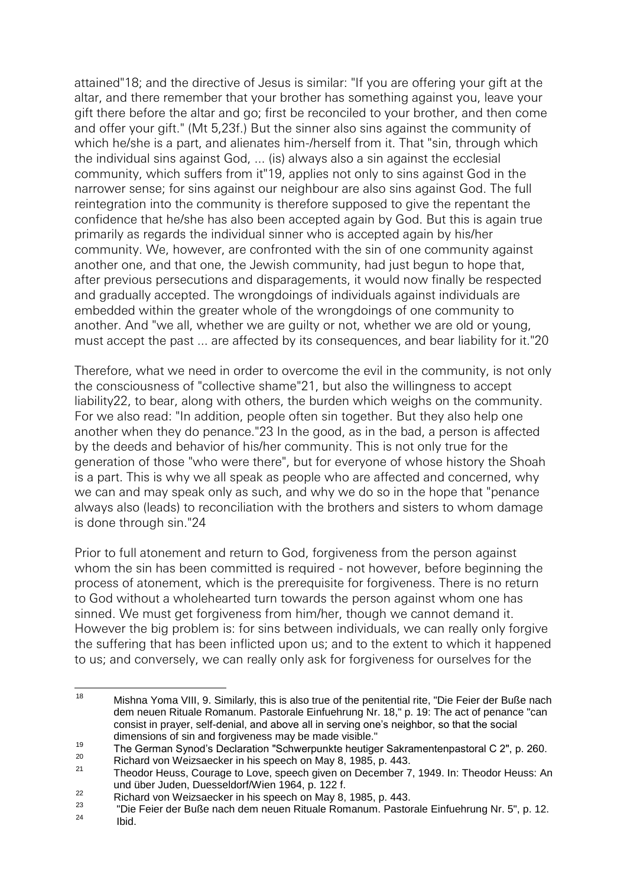attained"[18]; and the directive of Jesus is similar: "If you are offering your gift at the altar, and there remember that your brother has something against you, leave your gift there before the altar and go; first be reconciled to your brother, and then come and offer your gift." (Mt 5,23f.) But the sinner also sins against the community of which he/she is a part, and alienates him-/herself from it. That "sin, through which the individual sins against God, ... (is) always also a sin against the ecclesial community, which suffers from it"[19], applies not only to sins against God in the narrower sense; for sins against our neighbour are also sins against God. The full reintegration into the community is therefore supposed to give the repentant the confidence that he/she has also been accepted again by God. But this is again true primarily as regards the individual sinner who is accepted again by his/her community. We, however, are confronted with the sin of one community against another one, and that one, the Jewish community, had just begun to hope that, after previous persecutions and disparagements, it would now finally be respected and gradually accepted. The wrongdoings of individuals against individuals are embedded within the greater whole of the wrongdoings of one community to another. And "we all, whether we are guilty or not, whether we are old or young, must accept the past ... are affected by its consequences, and bear liability for it."[20]

Therefore, what we need in order to overcome the evil in the community, is not only the consciousness of "collective shame"[21], but also the willingness to accept liability[22], to bear, along with others, the burden which weighs on the community. For we also read: "In addition, people often sin together. But they also help one another when they do penance."[23] In the good, as in the bad, a person is affected by the deeds and behavior of his/her community. This is not only true for the generation of those "who were there", but for everyone of whose history the Shoah is a part. This is why we all speak as people who are affected and concerned, why we can and may speak only as such, and why we do so in the hope that "penance always also (leads) to reconciliation with the brothers and sisters to whom damage is done through sin."[24]

Prior to full atonement and return to God, forgiveness from the person against whom the sin has been committed is required - not however, before beginning the process of atonement, which is the prerequisite for forgiveness. There is no return to God without a wholehearted turn towards the person against whom one has sinned. We must get forgiveness from him/her, though we cannot demand it. However the big problem is: for sins between individuals, we can really only forgive the suffering that has been inflicted upon us; and to the extent to which it happened to us; and conversely, we can really only ask for forgiveness for ourselves for the

---

[18] Mishna Yoma VIII, 9. Similarly, this is also true of the penitential rite, "Die Feier der Buße nach dem neuen Rituale Romanum. Pastorale Einfuehrung Nr. 18," p. 19: The act of penance "can consist in prayer, self-denial, and above all in serving one's neighbor, so that the social dimensions of sin and forgiveness may be made visible."

[19] The German Synod's Declaration "Schwerpunkte heutiger Sakramentenpastoral C 2", p. 260.

[20] Richard von Weizsaecker in his speech on May 8, 1985, p. 443.

[21] Theodor Heuss, Courage to Love, speech given on December 7, 1949. In: Theodor Heuss: An und über Juden, Duesseldorf/Wien 1964, p. 122 f.

[22] Richard von Weizsaecker in his speech on May 8, 1985, p. 443.

[23] "Die Feier der Buße nach dem neuen Rituale Romanum. Pastorale Einfuehrung Nr. 5", p. 12.

[24] Ibid.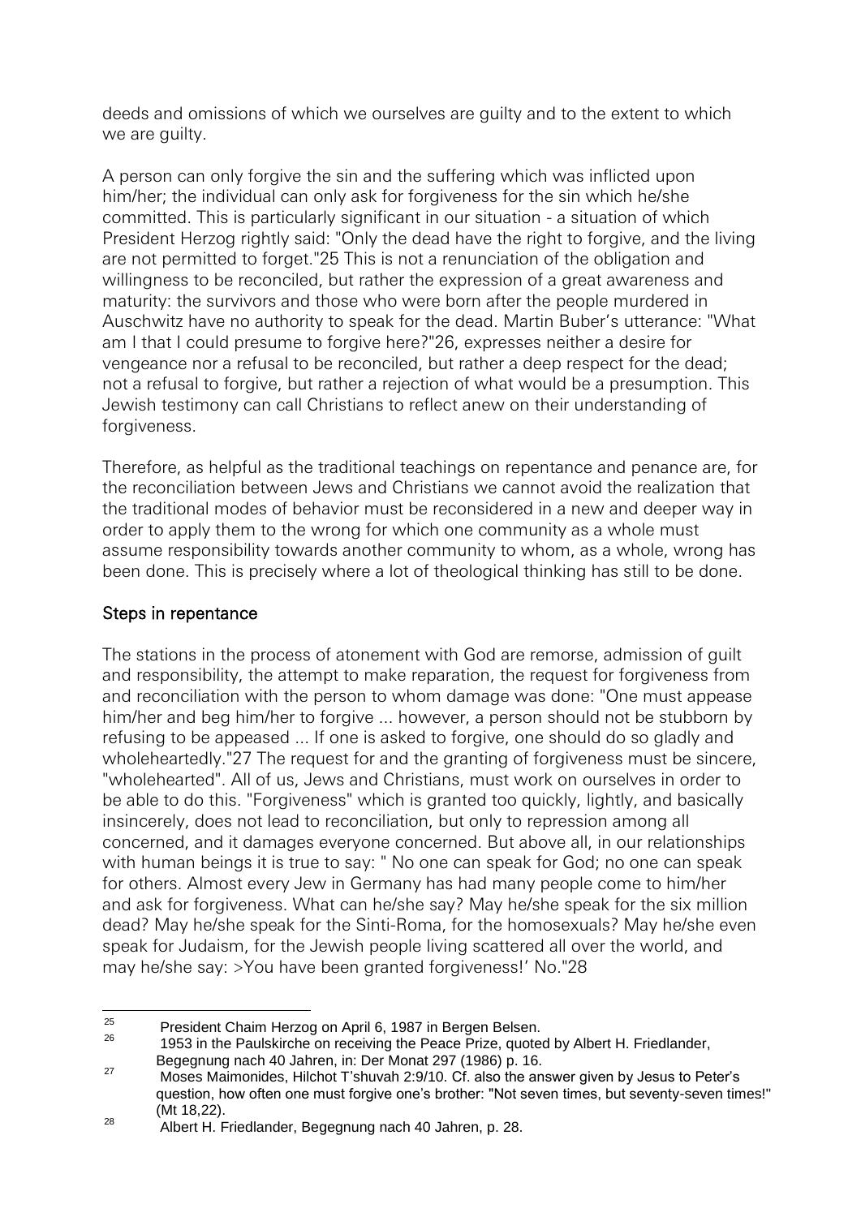deeds and omissions of which we ourselves are guilty and to the extent to which we are guilty.

A person can only forgive the sin and the suffering which was inflicted upon him/her; the individual can only ask for forgiveness for the sin which he/she committed. This is particularly significant in our situation - a situation of which President Herzog rightly said: "Only the dead have the right to forgive, and the living are not permitted to forget."[25] This is not a renunciation of the obligation and willingness to be reconciled, but rather the expression of a great awareness and maturity: the survivors and those who were born after the people murdered in Auschwitz have no authority to speak for the dead. Martin Buber's utterance: "What am I that I could presume to forgive here?"[26], expresses neither a desire for vengeance nor a refusal to be reconciled, but rather a deep respect for the dead; not a refusal to forgive, but rather a rejection of what would be a presumption. This Jewish testimony can call Christians to reflect anew on their understanding of forgiveness.

Therefore, as helpful as the traditional teachings on repentance and penance are, for the reconciliation between Jews and Christians we cannot avoid the realization that the traditional modes of behavior must be reconsidered in a new and deeper way in order to apply them to the wrong for which one community as a whole must assume responsibility towards another community to whom, as a whole, wrong has been done. This is precisely where a lot of theological thinking has still to be done.

## Steps in repentance

The stations in the process of atonement with God are remorse, admission of guilt and responsibility, the attempt to make reparation, the request for forgiveness from and reconciliation with the person to whom damage was done: "One must appease him/her and beg him/her to forgive ... however, a person should not be stubborn by refusing to be appeased ... If one is asked to forgive, one should do so gladly and wholeheartedly."[27] The request for and the granting of forgiveness must be sincere, "wholehearted". All of us, Jews and Christians, must work on ourselves in order to be able to do this. "Forgiveness" which is granted too quickly, lightly, and basically insincerely, does not lead to reconciliation, but only to repression among all concerned, and it damages everyone concerned. But above all, in our relationships with human beings it is true to say: " No one can speak for God; no one can speak for others. Almost every Jew in Germany has had many people come to him/her and ask for forgiveness. What can he/she say? May he/she speak for the six million dead? May he/she speak for the Sinti-Roma, for the homosexuals? May he/she even speak for Judaism, for the Jewish people living scattered all over the world, and may he/she say: >You have been granted forgiveness!' No."[28]

---

[25] President Chaim Herzog on April 6, 1987 in Bergen Belsen.

[26] 1953 in the Paulskirche on receiving the Peace Prize, quoted by Albert H. Friedlander, Begegnung nach 40 Jahren, in: Der Monat 297 (1986) p. 16.

[27] Moses Maimonides, Hilchot T'shuvah 2:9/10. Cf. also the answer given by Jesus to Peter's question, how often one must forgive one's brother: "Not seven times, but seventy-seven times!" (Mt 18,22).

[28] Albert H. Friedlander, Begegnung nach 40 Jahren, p. 28.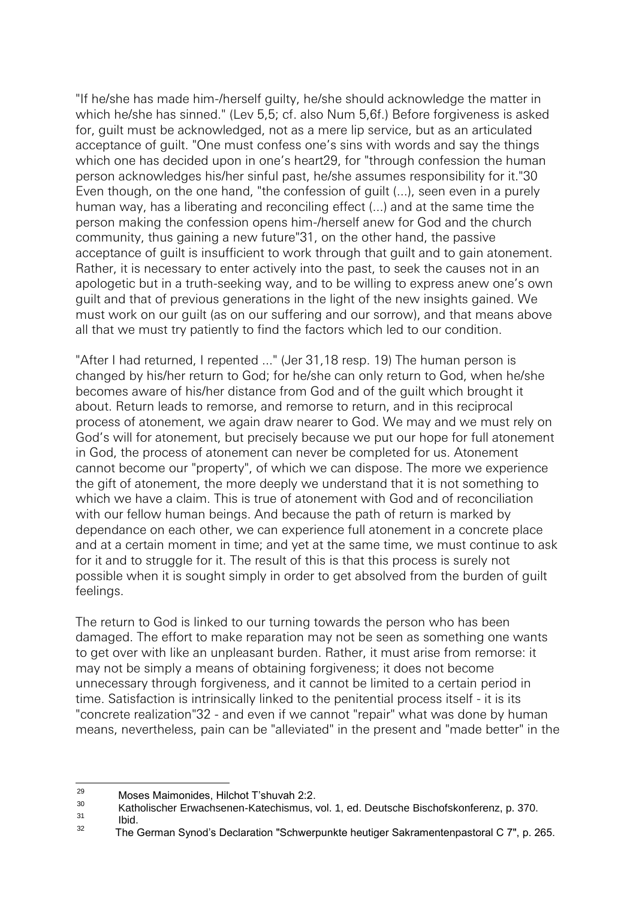"If he/she has made him-/herself guilty, he/she should acknowledge the matter in which he/she has sinned." (Lev 5,5; cf. also Num 5,6f.) Before forgiveness is asked for, guilt must be acknowledged, not as a mere lip service, but as an articulated acceptance of guilt. "One must confess one's sins with words and say the things which one has decided upon in one's heart[29], for "through confession the human person acknowledges his/her sinful past, he/she assumes responsibility for it."[30] Even though, on the one hand, "the confession of guilt (...), seen even in a purely human way, has a liberating and reconciling effect (...) and at the same time the person making the confession opens him-/herself anew for God and the church community, thus gaining a new future"[31], on the other hand, the passive acceptance of guilt is insufficient to work through that guilt and to gain atonement. Rather, it is necessary to enter actively into the past, to seek the causes not in an apologetic but in a truth-seeking way, and to be willing to express anew one's own guilt and that of previous generations in the light of the new insights gained. We must work on our guilt (as on our suffering and our sorrow), and that means above all that we must try patiently to find the factors which led to our condition.

"After I had returned, I repented ..." (Jer 31,18 resp. 19) The human person is changed by his/her return to God; for he/she can only return to God, when he/she becomes aware of his/her distance from God and of the guilt which brought it about. Return leads to remorse, and remorse to return, and in this reciprocal process of atonement, we again draw nearer to God. We may and we must rely on God's will for atonement, but precisely because we put our hope for full atonement in God, the process of atonement can never be completed for us. Atonement cannot become our "property", of which we can dispose. The more we experience the gift of atonement, the more deeply we understand that it is not something to which we have a claim. This is true of atonement with God and of reconciliation with our fellow human beings. And because the path of return is marked by dependance on each other, we can experience full atonement in a concrete place and at a certain moment in time; and yet at the same time, we must continue to ask for it and to struggle for it. The result of this is that this process is surely not possible when it is sought simply in order to get absolved from the burden of guilt feelings.

The return to God is linked to our turning towards the person who has been damaged. The effort to make reparation may not be seen as something one wants to get over with like an unpleasant burden. Rather, it must arise from remorse: it may not be simply a means of obtaining forgiveness; it does not become unnecessary through forgiveness, and it cannot be limited to a certain period in time. Satisfaction is intrinsically linked to the penitential process itself - it is its "concrete realization"[32] - and even if we cannot "repair" what was done by human means, nevertheless, pain can be "alleviated" in the present and "made better" in the

---

[29] Moses Maimonides, Hilchot T'shuvah 2:2.

[30] Katholischer Erwachsenen-Katechismus, vol. 1, ed. Deutsche Bischofskonferenz, p. 370.

[31] Ibid.

[32] The German Synod's Declaration "Schwerpunkte heutiger Sakramentenpastoral C 7", p. 265.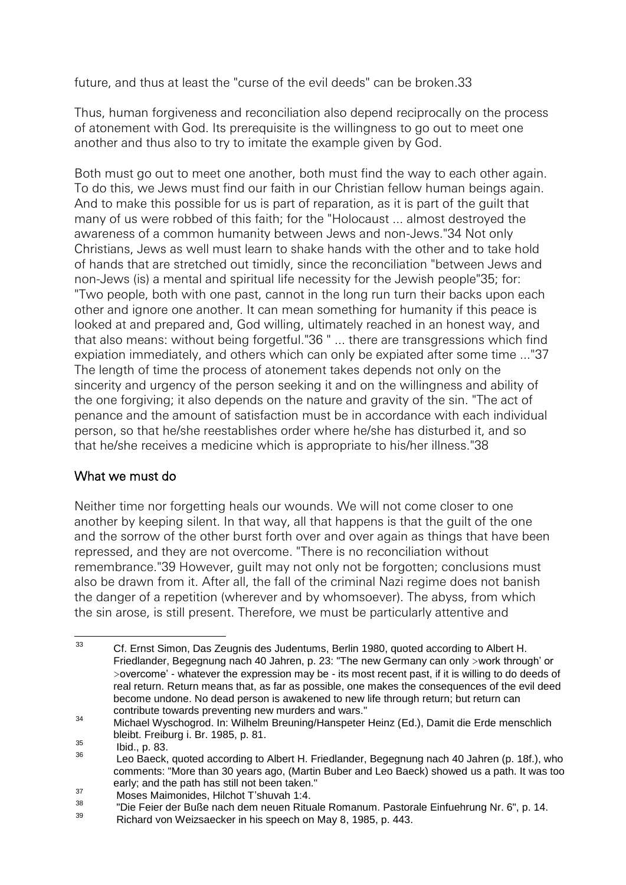future, and thus at least the "curse of the evil deeds" can be broken.[33]

Thus, human forgiveness and reconciliation also depend reciprocally on the process of atonement with God. Its prerequisite is the willingness to go out to meet one another and thus also to try to imitate the example given by God.

Both must go out to meet one another, both must find the way to each other again. To do this, we Jews must find our faith in our Christian fellow human beings again. And to make this possible for us is part of reparation, as it is part of the guilt that many of us were robbed of this faith; for the "Holocaust ... almost destroyed the awareness of a common humanity between Jews and non-Jews."[34] Not only Christians, Jews as well must learn to shake hands with the other and to take hold of hands that are stretched out timidly, since the reconciliation "between Jews and non-Jews (is) a mental and spiritual life necessity for the Jewish people"[35]; for: "Two people, both with one past, cannot in the long run turn their backs upon each other and ignore one another. It can mean something for humanity if this peace is looked at and prepared and, God willing, ultimately reached in an honest way, and that also means: without being forgetful."[36] " ... there are transgressions which find expiation immediately, and others which can only be expiated after some time ..."[37] The length of time the process of atonement takes depends not only on the sincerity and urgency of the person seeking it and on the willingness and ability of the one forgiving; it also depends on the nature and gravity of the sin. "The act of penance and the amount of satisfaction must be in accordance with each individual person, so that he/she reestablishes order where he/she has disturbed it, and so that he/she receives a medicine which is appropriate to his/her illness."[38]

## What we must do

Neither time nor forgetting heals our wounds. We will not come closer to one another by keeping silent. In that way, all that happens is that the guilt of the one and the sorrow of the other burst forth over and over again as things that have been repressed, and they are not overcome. "There is no reconciliation without remembrance."[39] However, guilt may not only not be forgotten; conclusions must also be drawn from it. After all, the fall of the criminal Nazi regime does not banish the danger of a repetition (wherever and by whomsoever). The abyss, from which the sin arose, is still present. Therefore, we must be particularly attentive and

---

[33] Cf. Ernst Simon, Das Zeugnis des Judentums, Berlin 1980, quoted according to Albert H. Friedlander, Begegnung nach 40 Jahren, p. 23: "The new Germany can only >work through' or >overcome' - whatever the expression may be - its most recent past, if it is willing to do deeds of real return. Return means that, as far as possible, one makes the consequences of the evil deed become undone. No dead person is awakened to new life through return; but return can contribute towards preventing new murders and wars."

[34] Michael Wyschogrod. In: Wilhelm Breuning/Hanspeter Heinz (Ed.), Damit die Erde menschlich bleibt. Freiburg i. Br. 1985, p. 81.

[35] Ibid., p. 83.

[36] Leo Baeck, quoted according to Albert H. Friedlander, Begegnung nach 40 Jahren (p. 18f.), who comments: "More than 30 years ago, (Martin Buber and Leo Baeck) showed us a path. It was too early; and the path has still not been taken."

[37] Moses Maimonides, Hilchot T'shuvah 1:4.

[38] "Die Feier der Buße nach dem neuen Rituale Romanum. Pastorale Einfuehrung Nr. 6", p. 14.

[39] Richard von Weizsaecker in his speech on May 8, 1985, p. 443.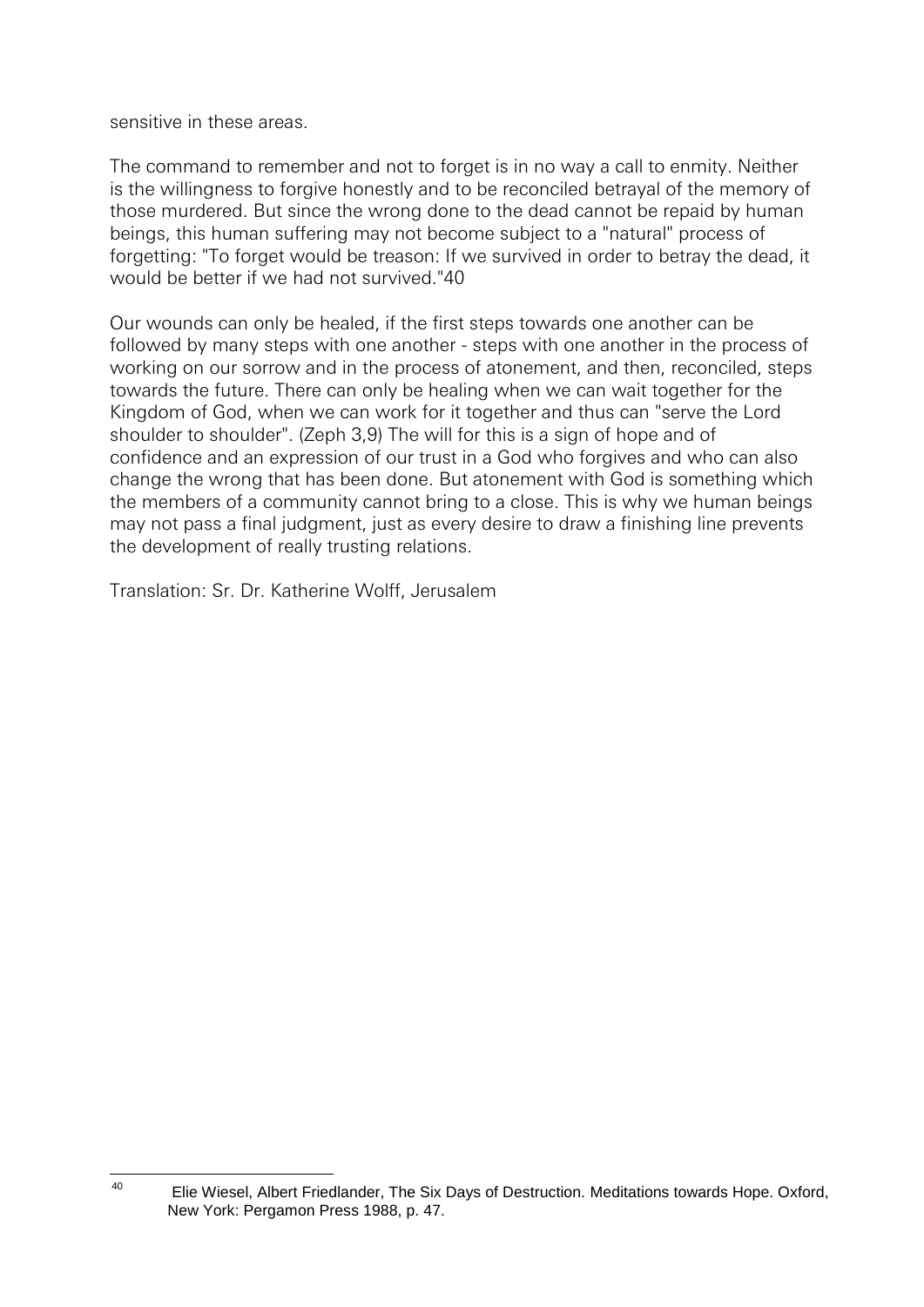sensitive in these areas.

The command to remember and not to forget is in no way a call to enmity. Neither is the willingness to forgive honestly and to be reconciled betrayal of the memory of those murdered. But since the wrong done to the dead cannot be repaid by human beings, this human suffering may not become subject to a "natural" process of forgetting: "To forget would be treason: If we survived in order to betray the dead, it would be better if we had not survived."[40]

Our wounds can only be healed, if the first steps towards one another can be followed by many steps with one another - steps with one another in the process of working on our sorrow and in the process of atonement, and then, reconciled, steps towards the future. There can only be healing when we can wait together for the Kingdom of God, when we can work for it together and thus can "serve the Lord shoulder to shoulder". (Zeph 3,9) The will for this is a sign of hope and of confidence and an expression of our trust in a God who forgives and who can also change the wrong that has been done. But atonement with God is something which the members of a community cannot bring to a close. This is why we human beings may not pass a final judgment, just as every desire to draw a finishing line prevents the development of really trusting relations.

Translation: Sr. Dr. Katherine Wolff, Jerusalem

---

[40] Elie Wiesel, Albert Friedlander, The Six Days of Destruction. Meditations towards Hope. Oxford, New York: Pergamon Press 1988, p. 47.